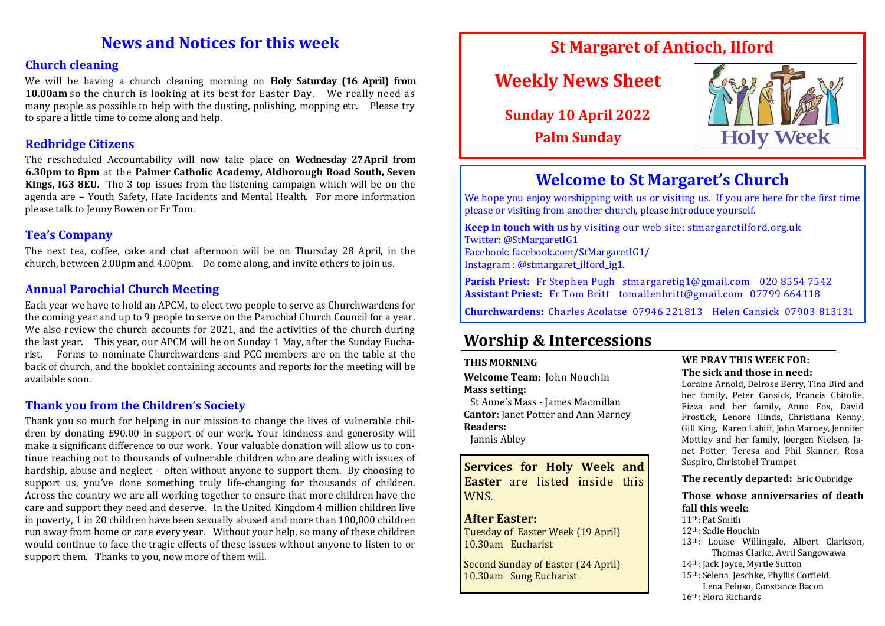# News and Notices for this week

## Church cleaning

We will be having a church cleaning morning on **Holy Saturday (16 April) from 10.00am** so the church is looking at its best for Easter Day. We really need as many people as possible to help with the dusting, polishing, mopping etc. Please try to spare a little time to come along and help.

## Redbridge Citizens

The rescheduled Accountability will now take place on **Wednesday 27 April from 6.30pm to 8pm** at the **Palmer Catholic Academy, Aldborough Road South, Seven Kings, IG3 8EU.** The 3 top issues from the listening campaign which will be on the agenda are – Youth Safety, Hate Incidents and Mental Health. For more information please talk to Jenny Bowen or Fr Tom.

## Tea's Company

The next tea, coffee, cake and chat afternoon will be on Thursday 28 April, in the church, between 2.00pm and 4.00pm. Do come along, and invite others to join us.

## Annual Parochial Church Meeting

Each year we have to hold an APCM, to elect two people to serve as Churchwardens for the coming year and up to 9 people to serve on the Parochial Church Council for a year. We also review the church accounts for 2021, and the activities of the church during the last year. This year, our APCM will be on Sunday 1 May, after the Sunday Eucharist. Forms to nominate Churchwardens and PCC members are on the table at the back of church, and the booklet containing accounts and reports for the meeting will be available soon.

## Thank you from the Children's Society

Thank you so much for helping in our mission to change the lives of vulnerable children by donating £90.00 in support of our work. Your kindness and generosity will make a significant difference to our work. Your valuable donation will allow us to continue reaching out to thousands of vulnerable children who are dealing with issues of hardship, abuse and neglect – often without anyone to support them. By choosing to support us, you've done something truly life-changing for thousands of children. Across the country we are all working together to ensure that more children have the care and support they need and deserve. In the United Kingdom 4 million children live in poverty, 1 in 20 children have been sexually abused and more than 100,000 children run away from home or care every year. Without your help, so many of these children would continue to face the tragic effects of these issues without anyone to listen to or support them. Thanks to you, now more of them will.

# St Margaret of Antioch, Ilford

## Weekly News Sheet

**Sunday 10 April 2022**

**Palm Sunday**

Holy Week

# Welcome to St Margaret's Church

We hope you enjoy worshipping with us or visiting us. If you are here for the first time please or visiting from another church, please introduce yourself.

**Keep in touch with us** by visiting our web site: stmargaretilford.org.uk
Twitter: @StMargaretIG1
Facebook: facebook.com/StMargaretIG1/
Instagram : @stmargaret_ilford_ig1.

**Parish Priest:** Fr Stephen Pugh stmargaretig1@gmail.com 020 8554 7542
**Assistant Priest:** Fr Tom Britt tomallenbritt@gmail.com 07799 664118

**Churchwardens:** Charles Acolatse 07946 221813 Helen Cansick 07903 813131

# Worship & Intercessions

**THIS MORNING**

**Welcome Team:** John Nouchin
**Mass setting:**
St Anne's Mass - James Macmillan
**Cantor:** Janet Potter and Ann Marney
**Readers:**
Jannis Abley

**Services for Holy Week and Easter** are listed inside this WNS.

**After Easter:**
Tuesday of Easter Week (19 April)
10.30am Eucharist

Second Sunday of Easter (24 April)
10.30am Sung Eucharist

**WE PRAY THIS WEEK FOR:**

**The sick and those in need:**
Loraine Arnold, Delrose Berry, Tina Bird and her family, Peter Cansick, Francis Chitolie, Fizza and her family, Anne Fox, David Frostick, Lenore Hinds, Christiana Kenny, Gill King, Karen Lahiff, John Marney, Jennifer Mottley and her family, Joergen Nielsen, Janet Potter, Teresa and Phil Skinner, Rosa Suspiro, Christobel Trumpet

**The recently departed:** Eric Oubridge

**Those whose anniversaries of death fall this week:**
11th: Pat Smith
12th: Sadie Houchin
13th: Louise Willingale, Albert Clarkson, Thomas Clarke, Avril Sangowawa
14th: Jack Joyce, Myrtle Sutton
15th: Selena Jeschke, Phyllis Corfield, Lena Peluso, Constance Bacon
16th: Flora Richards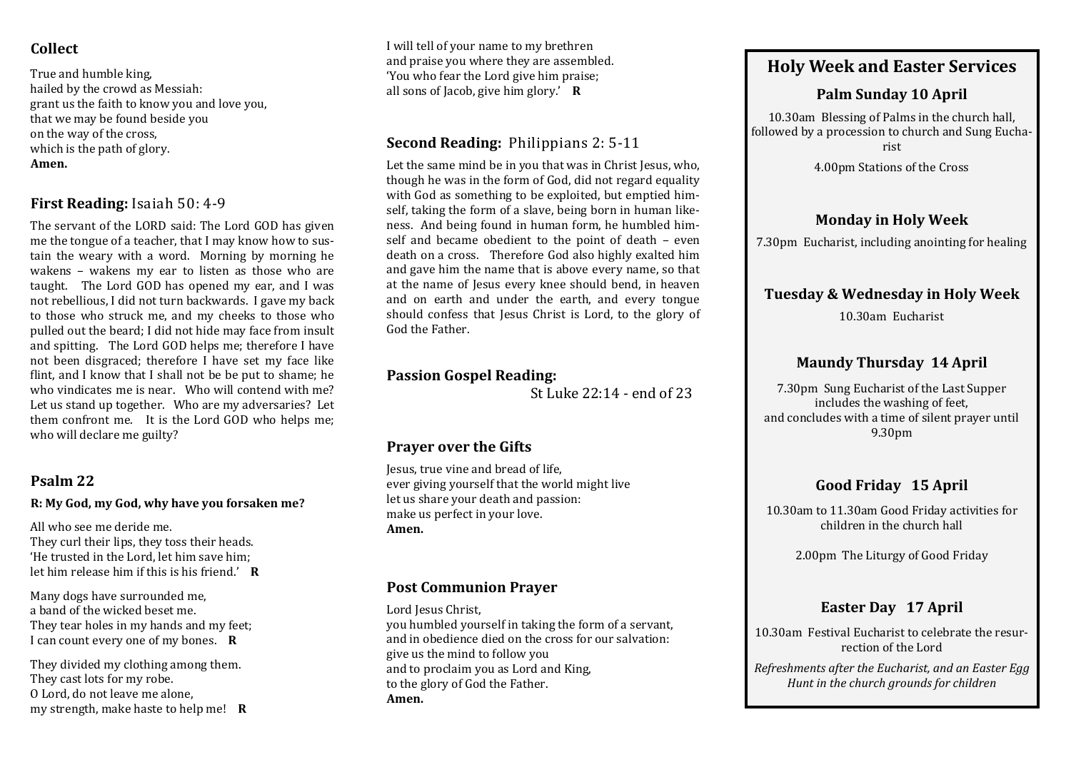## Collect

True and humble king,
hailed by the crowd as Messiah:
grant us the faith to know you and love you,
that we may be found beside you
on the way of the cross,
which is the path of glory.
**Amen.**

## First Reading: Isaiah 50: 4-9

The servant of the LORD said: The Lord GOD has given me the tongue of a teacher, that I may know how to sustain the weary with a word. Morning by morning he wakens – wakens my ear to listen as those who are taught. The Lord GOD has opened my ear, and I was not rebellious, I did not turn backwards. I gave my back to those who struck me, and my cheeks to those who pulled out the beard; I did not hide may face from insult and spitting. The Lord GOD helps me; therefore I have not been disgraced; therefore I have set my face like flint, and I know that I shall not be be put to shame; he who vindicates me is near. Who will contend with me? Let us stand up together. Who are my adversaries? Let them confront me. It is the Lord GOD who helps me; who will declare me guilty?

## Psalm 22

**R: My God, my God, why have you forsaken me?**

All who see me deride me.
They curl their lips, they toss their heads.
'He trusted in the Lord, let him save him;
let him release him if this is his friend.' **R**

Many dogs have surrounded me,
a band of the wicked beset me.
They tear holes in my hands and my feet;
I can count every one of my bones. **R**

They divided my clothing among them.
They cast lots for my robe.
O Lord, do not leave me alone,
my strength, make haste to help me! **R**

I will tell of your name to my brethren
and praise you where they are assembled.
'You who fear the Lord give him praise;
all sons of Jacob, give him glory.' **R**

## Second Reading: Philippians 2: 5-11

Let the same mind be in you that was in Christ Jesus, who, though he was in the form of God, did not regard equality with God as something to be exploited, but emptied himself, taking the form of a slave, being born in human likeness. And being found in human form, he humbled himself and became obedient to the point of death – even death on a cross. Therefore God also highly exalted him and gave him the name that is above every name, so that at the name of Jesus every knee should bend, in heaven and on earth and under the earth, and every tongue should confess that Jesus Christ is Lord, to the glory of God the Father.

## Passion Gospel Reading:

St Luke 22:14 - end of 23

## Prayer over the Gifts

Jesus, true vine and bread of life,
ever giving yourself that the world might live
let us share your death and passion:
make us perfect in your love.
**Amen.**

## Post Communion Prayer

Lord Jesus Christ,
you humbled yourself in taking the form of a servant,
and in obedience died on the cross for our salvation:
give us the mind to follow you
and to proclaim you as Lord and King,
to the glory of God the Father.
**Amen.**

# Holy Week and Easter Services

### Palm Sunday 10 April

10.30am Blessing of Palms in the church hall, followed by a procession to church and Sung Eucharist

4.00pm Stations of the Cross

### Monday in Holy Week

7.30pm Eucharist, including anointing for healing

### Tuesday & Wednesday in Holy Week

10.30am Eucharist

### Maundy Thursday 14 April

7.30pm Sung Eucharist of the Last Supper
includes the washing of feet,
and concludes with a time of silent prayer until 9.30pm

### Good Friday 15 April

10.30am to 11.30am Good Friday activities for children in the church hall

2.00pm The Liturgy of Good Friday

### Easter Day 17 April

10.30am Festival Eucharist to celebrate the resurrection of the Lord

*Refreshments after the Eucharist, and an Easter Egg Hunt in the church grounds for children*